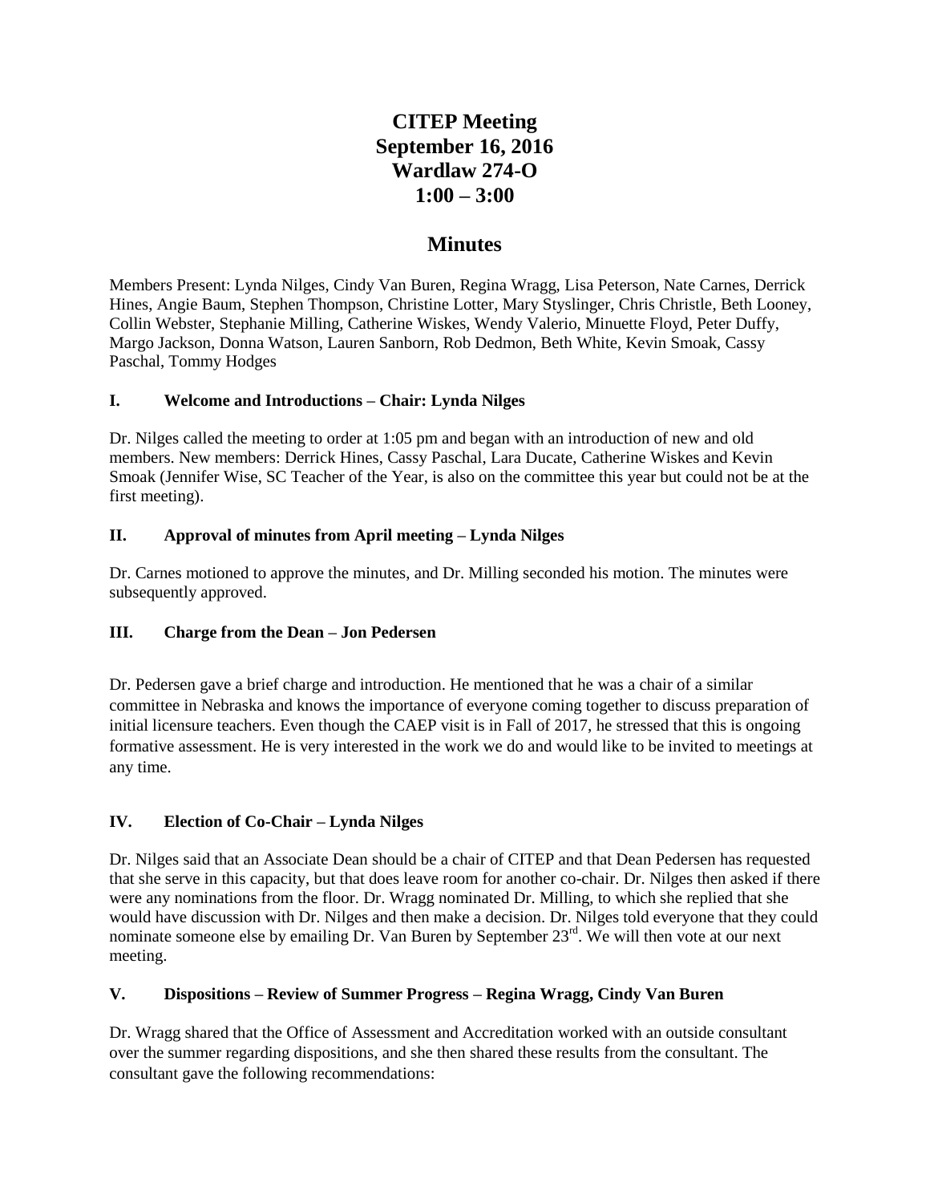# CITEP Meeting
# September 16, 2016
# Wardlaw 274-O
# 1:00 – 3:00

## Minutes

Members Present: Lynda Nilges, Cindy Van Buren, Regina Wragg, Lisa Peterson, Nate Carnes, Derrick Hines, Angie Baum, Stephen Thompson, Christine Lotter, Mary Styslinger, Chris Christle, Beth Looney, Collin Webster, Stephanie Milling, Catherine Wiskes, Wendy Valerio, Minuette Floyd, Peter Duffy, Margo Jackson, Donna Watson, Lauren Sanborn, Rob Dedmon, Beth White, Kevin Smoak, Cassy Paschal, Tommy Hodges

### I. Welcome and Introductions – Chair: Lynda Nilges

Dr. Nilges called the meeting to order at 1:05 pm and began with an introduction of new and old members. New members: Derrick Hines, Cassy Paschal, Lara Ducate, Catherine Wiskes and Kevin Smoak (Jennifer Wise, SC Teacher of the Year, is also on the committee this year but could not be at the first meeting).

### II. Approval of minutes from April meeting – Lynda Nilges

Dr. Carnes motioned to approve the minutes, and Dr. Milling seconded his motion. The minutes were subsequently approved.

### III. Charge from the Dean – Jon Pedersen

Dr. Pedersen gave a brief charge and introduction. He mentioned that he was a chair of a similar committee in Nebraska and knows the importance of everyone coming together to discuss preparation of initial licensure teachers. Even though the CAEP visit is in Fall of 2017, he stressed that this is ongoing formative assessment. He is very interested in the work we do and would like to be invited to meetings at any time.

### IV. Election of Co-Chair – Lynda Nilges

Dr. Nilges said that an Associate Dean should be a chair of CITEP and that Dean Pedersen has requested that she serve in this capacity, but that does leave room for another co-chair. Dr. Nilges then asked if there were any nominations from the floor. Dr. Wragg nominated Dr. Milling, to which she replied that she would have discussion with Dr. Nilges and then make a decision. Dr. Nilges told everyone that they could nominate someone else by emailing Dr. Van Buren by September 23rd. We will then vote at our next meeting.

### V. Dispositions – Review of Summer Progress – Regina Wragg, Cindy Van Buren

Dr. Wragg shared that the Office of Assessment and Accreditation worked with an outside consultant over the summer regarding dispositions, and she then shared these results from the consultant. The consultant gave the following recommendations: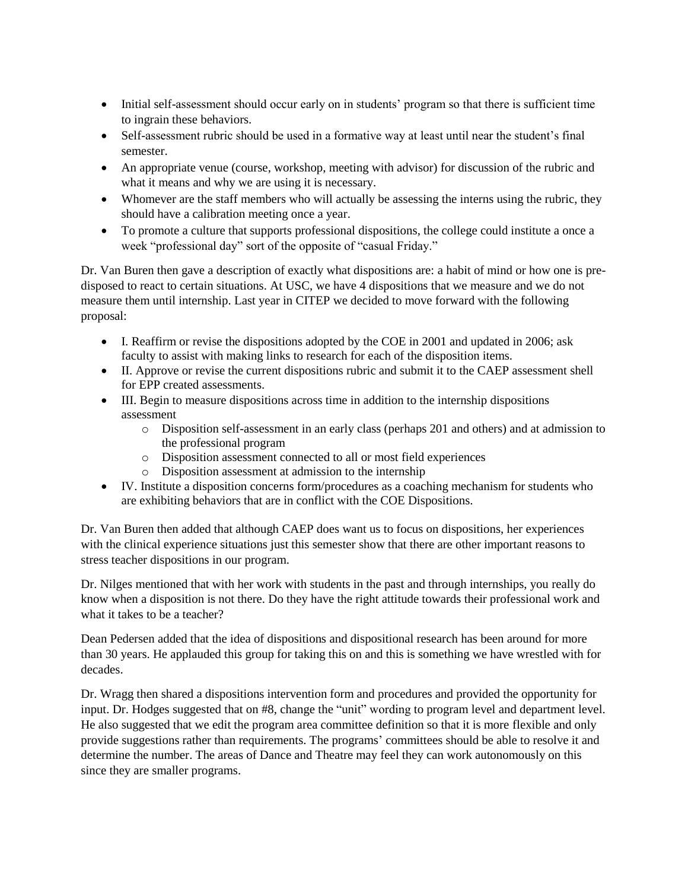- Initial self-assessment should occur early on in students' program so that there is sufficient time to ingrain these behaviors.
- Self-assessment rubric should be used in a formative way at least until near the student's final semester.
- An appropriate venue (course, workshop, meeting with advisor) for discussion of the rubric and what it means and why we are using it is necessary.
- Whomever are the staff members who will actually be assessing the interns using the rubric, they should have a calibration meeting once a year.
- To promote a culture that supports professional dispositions, the college could institute a once a week "professional day" sort of the opposite of "casual Friday."

Dr. Van Buren then gave a description of exactly what dispositions are: a habit of mind or how one is pre-disposed to react to certain situations. At USC, we have 4 dispositions that we measure and we do not measure them until internship. Last year in CITEP we decided to move forward with the following proposal:

- I. Reaffirm or revise the dispositions adopted by the COE in 2001 and updated in 2006; ask faculty to assist with making links to research for each of the disposition items.
- II. Approve or revise the current dispositions rubric and submit it to the CAEP assessment shell for EPP created assessments.
- III. Begin to measure dispositions across time in addition to the internship dispositions assessment
  - Disposition self-assessment in an early class (perhaps 201 and others) and at admission to the professional program
  - Disposition assessment connected to all or most field experiences
  - Disposition assessment at admission to the internship
- IV. Institute a disposition concerns form/procedures as a coaching mechanism for students who are exhibiting behaviors that are in conflict with the COE Dispositions.

Dr. Van Buren then added that although CAEP does want us to focus on dispositions, her experiences with the clinical experience situations just this semester show that there are other important reasons to stress teacher dispositions in our program.

Dr. Nilges mentioned that with her work with students in the past and through internships, you really do know when a disposition is not there. Do they have the right attitude towards their professional work and what it takes to be a teacher?

Dean Pedersen added that the idea of dispositions and dispositional research has been around for more than 30 years. He applauded this group for taking this on and this is something we have wrestled with for decades.

Dr. Wragg then shared a dispositions intervention form and procedures and provided the opportunity for input. Dr. Hodges suggested that on #8, change the "unit" wording to program level and department level. He also suggested that we edit the program area committee definition so that it is more flexible and only provide suggestions rather than requirements. The programs' committees should be able to resolve it and determine the number. The areas of Dance and Theatre may feel they can work autonomously on this since they are smaller programs.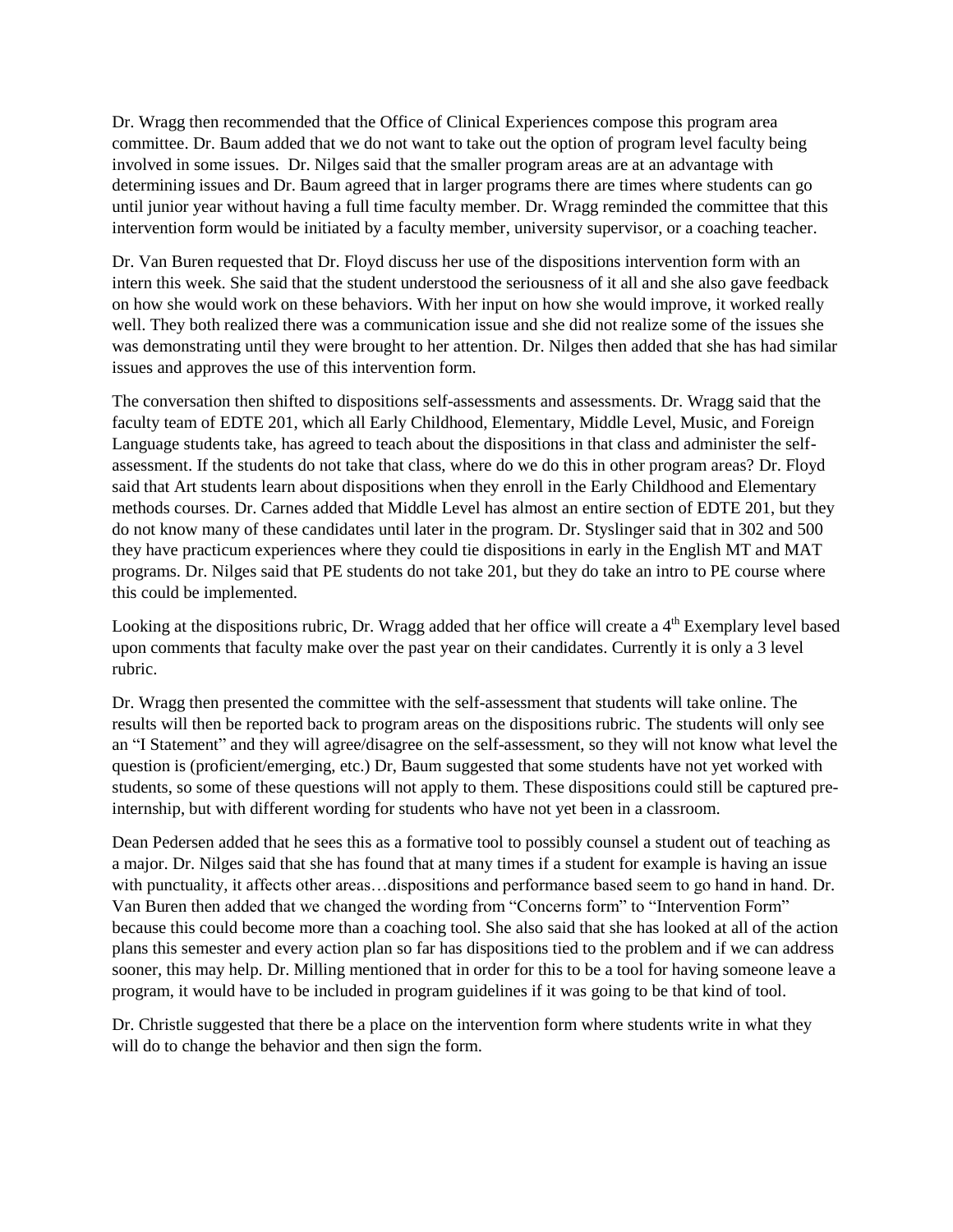Dr. Wragg then recommended that the Office of Clinical Experiences compose this program area committee. Dr. Baum added that we do not want to take out the option of program level faculty being involved in some issues. Dr. Nilges said that the smaller program areas are at an advantage with determining issues and Dr. Baum agreed that in larger programs there are times where students can go until junior year without having a full time faculty member. Dr. Wragg reminded the committee that this intervention form would be initiated by a faculty member, university supervisor, or a coaching teacher.

Dr. Van Buren requested that Dr. Floyd discuss her use of the dispositions intervention form with an intern this week. She said that the student understood the seriousness of it all and she also gave feedback on how she would work on these behaviors. With her input on how she would improve, it worked really well. They both realized there was a communication issue and she did not realize some of the issues she was demonstrating until they were brought to her attention. Dr. Nilges then added that she has had similar issues and approves the use of this intervention form.

The conversation then shifted to dispositions self-assessments and assessments. Dr. Wragg said that the faculty team of EDTE 201, which all Early Childhood, Elementary, Middle Level, Music, and Foreign Language students take, has agreed to teach about the dispositions in that class and administer the self-assessment. If the students do not take that class, where do we do this in other program areas? Dr. Floyd said that Art students learn about dispositions when they enroll in the Early Childhood and Elementary methods courses. Dr. Carnes added that Middle Level has almost an entire section of EDTE 201, but they do not know many of these candidates until later in the program. Dr. Styslinger said that in 302 and 500 they have practicum experiences where they could tie dispositions in early in the English MT and MAT programs. Dr. Nilges said that PE students do not take 201, but they do take an intro to PE course where this could be implemented.

Looking at the dispositions rubric, Dr. Wragg added that her office will create a 4th Exemplary level based upon comments that faculty make over the past year on their candidates. Currently it is only a 3 level rubric.

Dr. Wragg then presented the committee with the self-assessment that students will take online. The results will then be reported back to program areas on the dispositions rubric. The students will only see an "I Statement" and they will agree/disagree on the self-assessment, so they will not know what level the question is (proficient/emerging, etc.) Dr, Baum suggested that some students have not yet worked with students, so some of these questions will not apply to them. These dispositions could still be captured pre-internship, but with different wording for students who have not yet been in a classroom.

Dean Pedersen added that he sees this as a formative tool to possibly counsel a student out of teaching as a major. Dr. Nilges said that she has found that at many times if a student for example is having an issue with punctuality, it affects other areas…dispositions and performance based seem to go hand in hand. Dr. Van Buren then added that we changed the wording from "Concerns form" to "Intervention Form" because this could become more than a coaching tool. She also said that she has looked at all of the action plans this semester and every action plan so far has dispositions tied to the problem and if we can address sooner, this may help. Dr. Milling mentioned that in order for this to be a tool for having someone leave a program, it would have to be included in program guidelines if it was going to be that kind of tool.

Dr. Christle suggested that there be a place on the intervention form where students write in what they will do to change the behavior and then sign the form.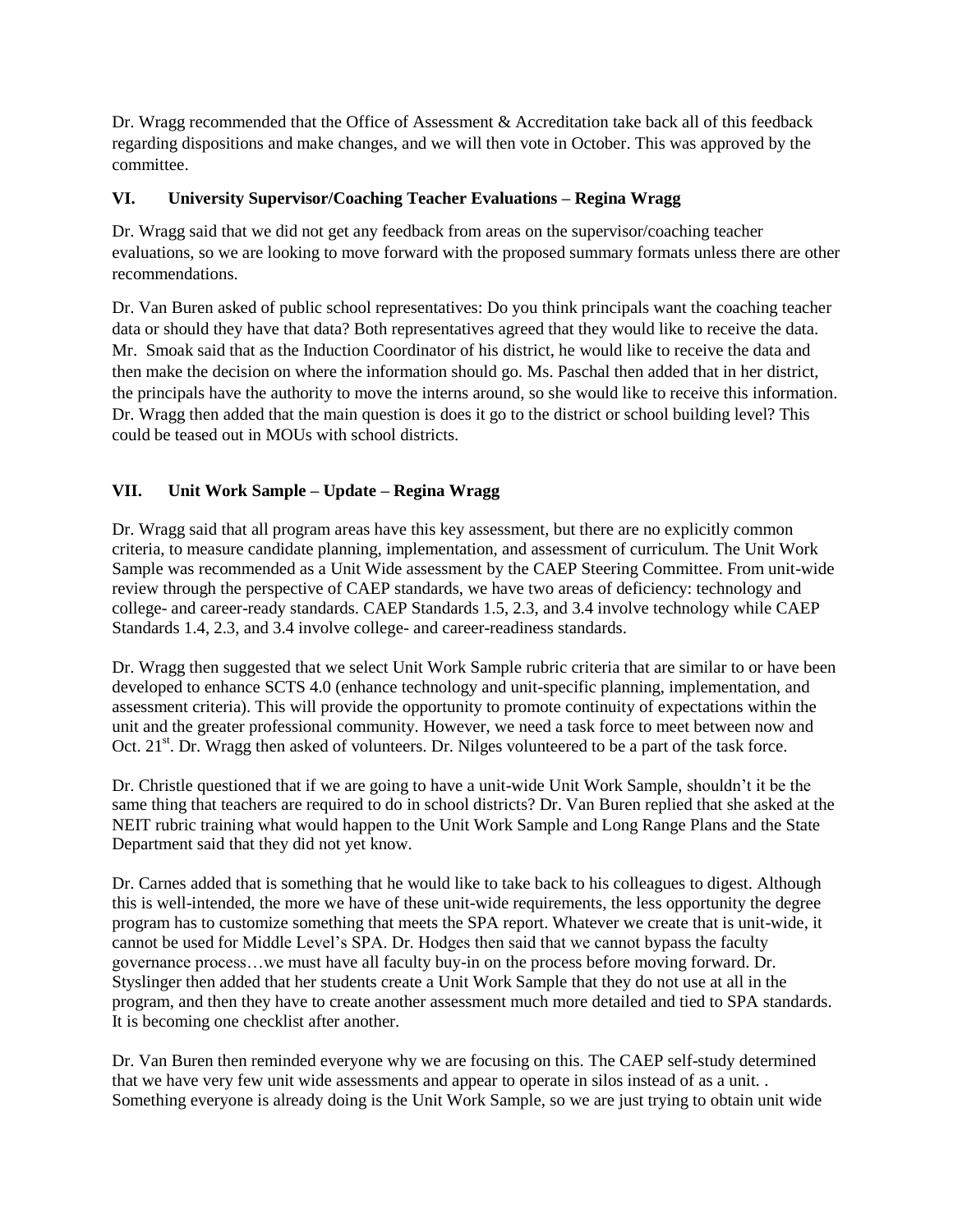Dr. Wragg recommended that the Office of Assessment & Accreditation take back all of this feedback regarding dispositions and make changes, and we will then vote in October. This was approved by the committee.

## VI. University Supervisor/Coaching Teacher Evaluations – Regina Wragg

Dr. Wragg said that we did not get any feedback from areas on the supervisor/coaching teacher evaluations, so we are looking to move forward with the proposed summary formats unless there are other recommendations.

Dr. Van Buren asked of public school representatives: Do you think principals want the coaching teacher data or should they have that data? Both representatives agreed that they would like to receive the data. Mr. Smoak said that as the Induction Coordinator of his district, he would like to receive the data and then make the decision on where the information should go. Ms. Paschal then added that in her district, the principals have the authority to move the interns around, so she would like to receive this information. Dr. Wragg then added that the main question is does it go to the district or school building level? This could be teased out in MOUs with school districts.

## VII. Unit Work Sample – Update – Regina Wragg

Dr. Wragg said that all program areas have this key assessment, but there are no explicitly common criteria, to measure candidate planning, implementation, and assessment of curriculum. The Unit Work Sample was recommended as a Unit Wide assessment by the CAEP Steering Committee. From unit-wide review through the perspective of CAEP standards, we have two areas of deficiency: technology and college- and career-ready standards. CAEP Standards 1.5, 2.3, and 3.4 involve technology while CAEP Standards 1.4, 2.3, and 3.4 involve college- and career-readiness standards.

Dr. Wragg then suggested that we select Unit Work Sample rubric criteria that are similar to or have been developed to enhance SCTS 4.0 (enhance technology and unit-specific planning, implementation, and assessment criteria). This will provide the opportunity to promote continuity of expectations within the unit and the greater professional community. However, we need a task force to meet between now and Oct. 21st. Dr. Wragg then asked of volunteers. Dr. Nilges volunteered to be a part of the task force.

Dr. Christle questioned that if we are going to have a unit-wide Unit Work Sample, shouldn't it be the same thing that teachers are required to do in school districts? Dr. Van Buren replied that she asked at the NEIT rubric training what would happen to the Unit Work Sample and Long Range Plans and the State Department said that they did not yet know.

Dr. Carnes added that is something that he would like to take back to his colleagues to digest. Although this is well-intended, the more we have of these unit-wide requirements, the less opportunity the degree program has to customize something that meets the SPA report. Whatever we create that is unit-wide, it cannot be used for Middle Level's SPA. Dr. Hodges then said that we cannot bypass the faculty governance process…we must have all faculty buy-in on the process before moving forward. Dr. Styslinger then added that her students create a Unit Work Sample that they do not use at all in the program, and then they have to create another assessment much more detailed and tied to SPA standards. It is becoming one checklist after another.

Dr. Van Buren then reminded everyone why we are focusing on this. The CAEP self-study determined that we have very few unit wide assessments and appear to operate in silos instead of as a unit. . Something everyone is already doing is the Unit Work Sample, so we are just trying to obtain unit wide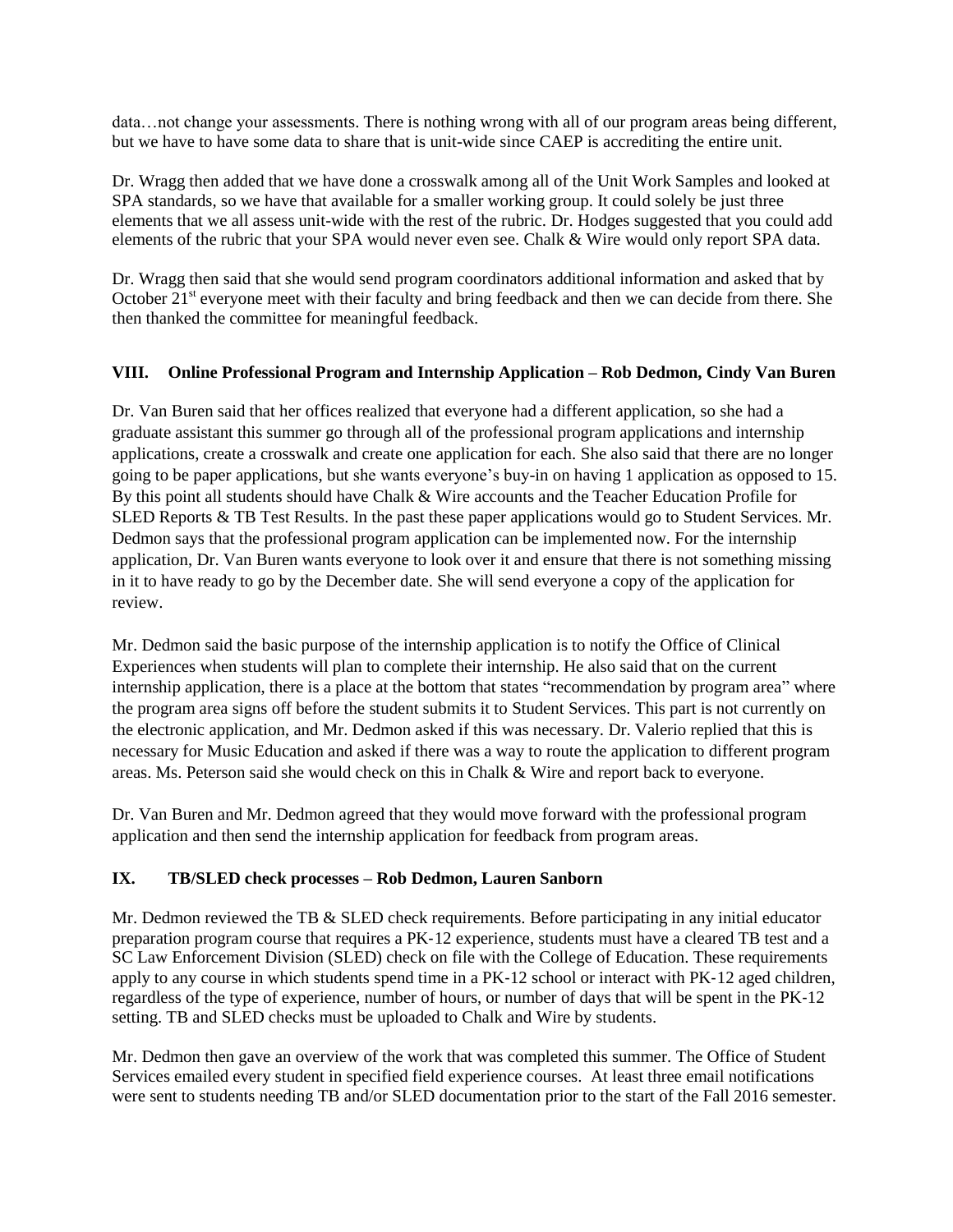data…not change your assessments. There is nothing wrong with all of our program areas being different, but we have to have some data to share that is unit-wide since CAEP is accrediting the entire unit.

Dr. Wragg then added that we have done a crosswalk among all of the Unit Work Samples and looked at SPA standards, so we have that available for a smaller working group. It could solely be just three elements that we all assess unit-wide with the rest of the rubric. Dr. Hodges suggested that you could add elements of the rubric that your SPA would never even see. Chalk & Wire would only report SPA data.

Dr. Wragg then said that she would send program coordinators additional information and asked that by October 21st everyone meet with their faculty and bring feedback and then we can decide from there. She then thanked the committee for meaningful feedback.

### VIII. Online Professional Program and Internship Application – Rob Dedmon, Cindy Van Buren

Dr. Van Buren said that her offices realized that everyone had a different application, so she had a graduate assistant this summer go through all of the professional program applications and internship applications, create a crosswalk and create one application for each. She also said that there are no longer going to be paper applications, but she wants everyone's buy-in on having 1 application as opposed to 15. By this point all students should have Chalk & Wire accounts and the Teacher Education Profile for SLED Reports & TB Test Results. In the past these paper applications would go to Student Services. Mr. Dedmon says that the professional program application can be implemented now. For the internship application, Dr. Van Buren wants everyone to look over it and ensure that there is not something missing in it to have ready to go by the December date. She will send everyone a copy of the application for review.

Mr. Dedmon said the basic purpose of the internship application is to notify the Office of Clinical Experiences when students will plan to complete their internship. He also said that on the current internship application, there is a place at the bottom that states "recommendation by program area" where the program area signs off before the student submits it to Student Services. This part is not currently on the electronic application, and Mr. Dedmon asked if this was necessary. Dr. Valerio replied that this is necessary for Music Education and asked if there was a way to route the application to different program areas. Ms. Peterson said she would check on this in Chalk & Wire and report back to everyone.

Dr. Van Buren and Mr. Dedmon agreed that they would move forward with the professional program application and then send the internship application for feedback from program areas.

### IX. TB/SLED check processes – Rob Dedmon, Lauren Sanborn

Mr. Dedmon reviewed the TB & SLED check requirements. Before participating in any initial educator preparation program course that requires a PK-12 experience, students must have a cleared TB test and a SC Law Enforcement Division (SLED) check on file with the College of Education. These requirements apply to any course in which students spend time in a PK-12 school or interact with PK-12 aged children, regardless of the type of experience, number of hours, or number of days that will be spent in the PK-12 setting. TB and SLED checks must be uploaded to Chalk and Wire by students.

Mr. Dedmon then gave an overview of the work that was completed this summer. The Office of Student Services emailed every student in specified field experience courses. At least three email notifications were sent to students needing TB and/or SLED documentation prior to the start of the Fall 2016 semester.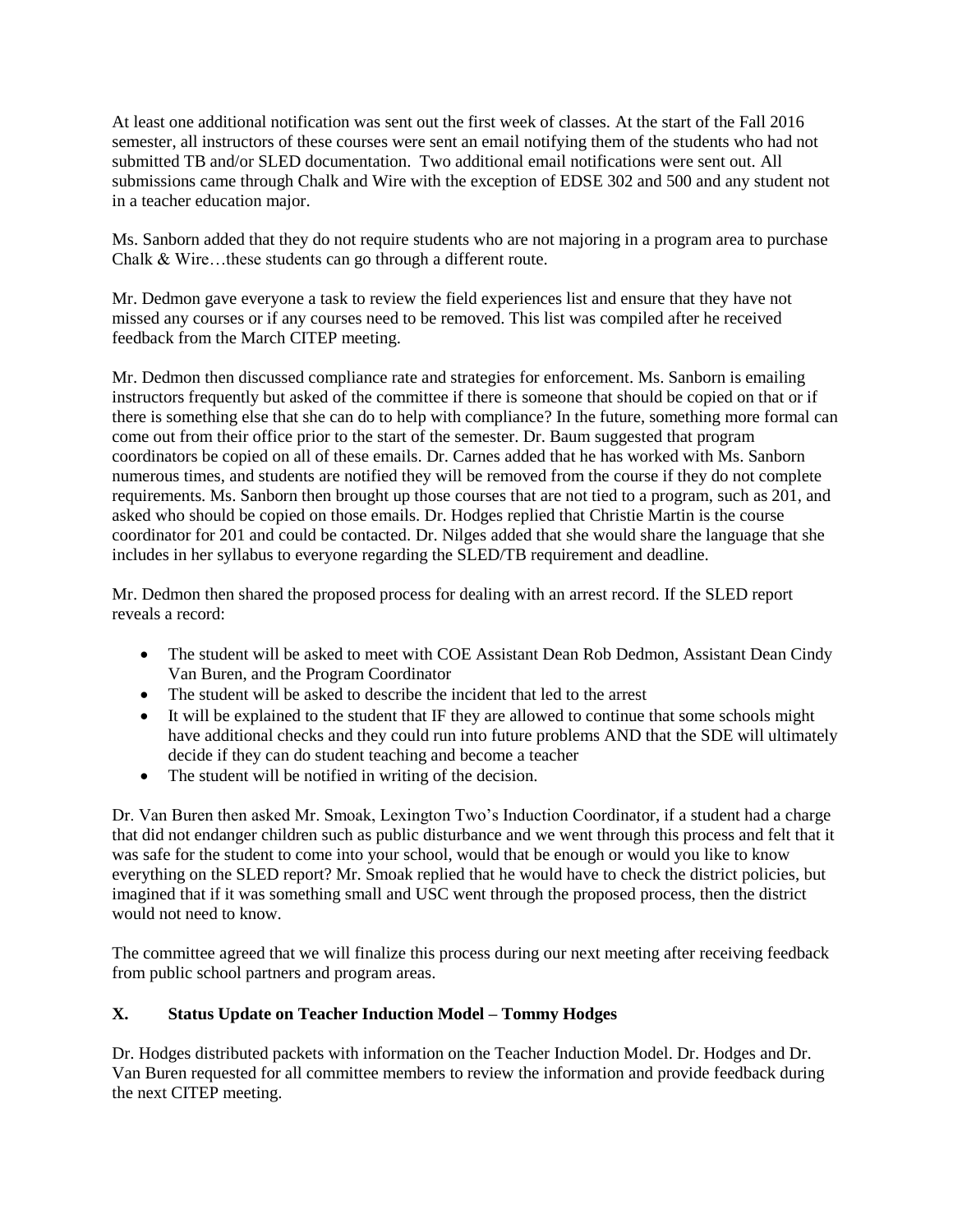At least one additional notification was sent out the first week of classes. At the start of the Fall 2016 semester, all instructors of these courses were sent an email notifying them of the students who had not submitted TB and/or SLED documentation. Two additional email notifications were sent out. All submissions came through Chalk and Wire with the exception of EDSE 302 and 500 and any student not in a teacher education major.

Ms. Sanborn added that they do not require students who are not majoring in a program area to purchase Chalk & Wire…these students can go through a different route.

Mr. Dedmon gave everyone a task to review the field experiences list and ensure that they have not missed any courses or if any courses need to be removed. This list was compiled after he received feedback from the March CITEP meeting.

Mr. Dedmon then discussed compliance rate and strategies for enforcement. Ms. Sanborn is emailing instructors frequently but asked of the committee if there is someone that should be copied on that or if there is something else that she can do to help with compliance? In the future, something more formal can come out from their office prior to the start of the semester. Dr. Baum suggested that program coordinators be copied on all of these emails. Dr. Carnes added that he has worked with Ms. Sanborn numerous times, and students are notified they will be removed from the course if they do not complete requirements. Ms. Sanborn then brought up those courses that are not tied to a program, such as 201, and asked who should be copied on those emails. Dr. Hodges replied that Christie Martin is the course coordinator for 201 and could be contacted. Dr. Nilges added that she would share the language that she includes in her syllabus to everyone regarding the SLED/TB requirement and deadline.

Mr. Dedmon then shared the proposed process for dealing with an arrest record. If the SLED report reveals a record:

- The student will be asked to meet with COE Assistant Dean Rob Dedmon, Assistant Dean Cindy Van Buren, and the Program Coordinator
- The student will be asked to describe the incident that led to the arrest
- It will be explained to the student that IF they are allowed to continue that some schools might have additional checks and they could run into future problems AND that the SDE will ultimately decide if they can do student teaching and become a teacher
- The student will be notified in writing of the decision.

Dr. Van Buren then asked Mr. Smoak, Lexington Two's Induction Coordinator, if a student had a charge that did not endanger children such as public disturbance and we went through this process and felt that it was safe for the student to come into your school, would that be enough or would you like to know everything on the SLED report? Mr. Smoak replied that he would have to check the district policies, but imagined that if it was something small and USC went through the proposed process, then the district would not need to know.

The committee agreed that we will finalize this process during our next meeting after receiving feedback from public school partners and program areas.

## X. Status Update on Teacher Induction Model – Tommy Hodges

Dr. Hodges distributed packets with information on the Teacher Induction Model. Dr. Hodges and Dr. Van Buren requested for all committee members to review the information and provide feedback during the next CITEP meeting.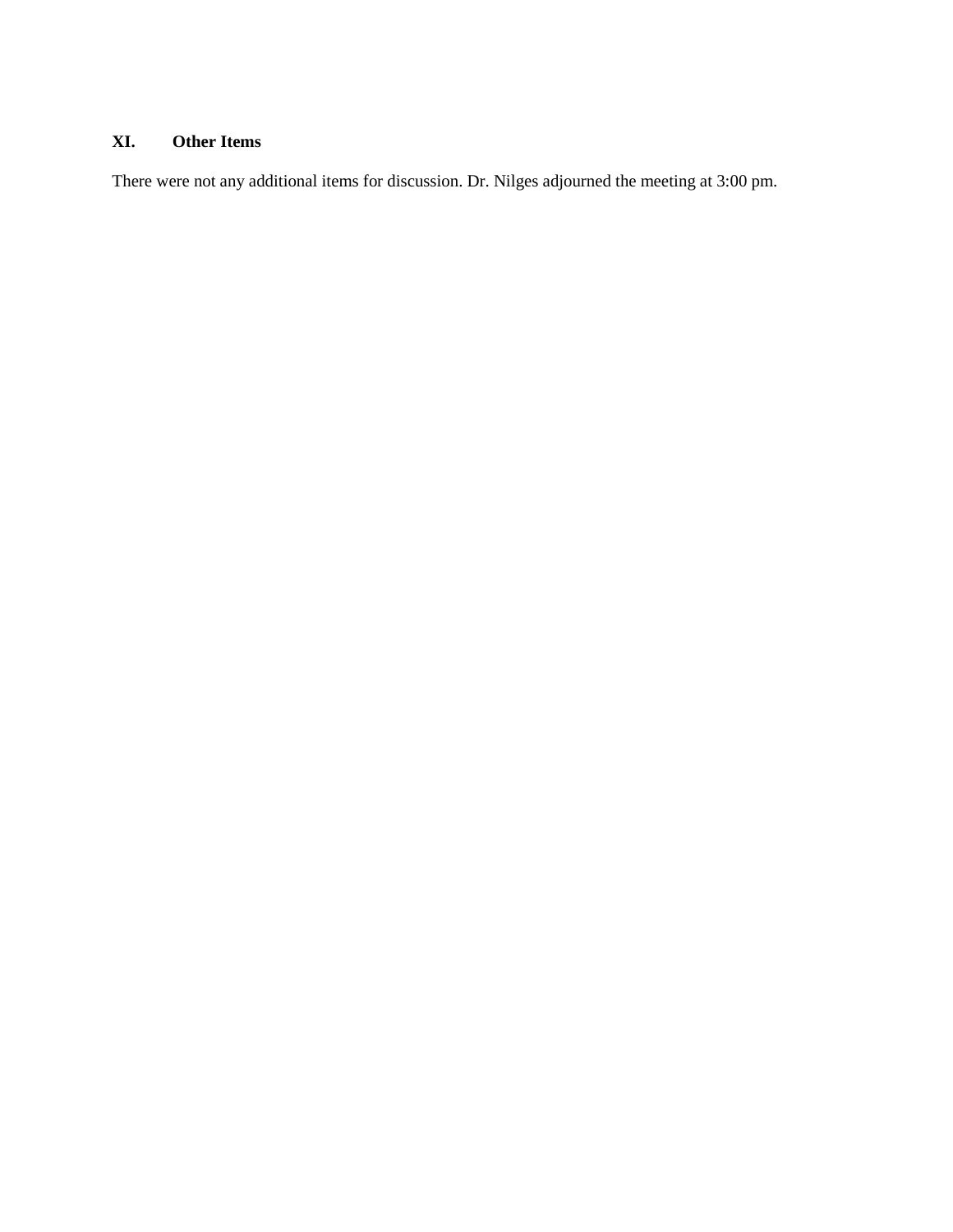## XI. Other Items

There were not any additional items for discussion. Dr. Nilges adjourned the meeting at 3:00 pm.